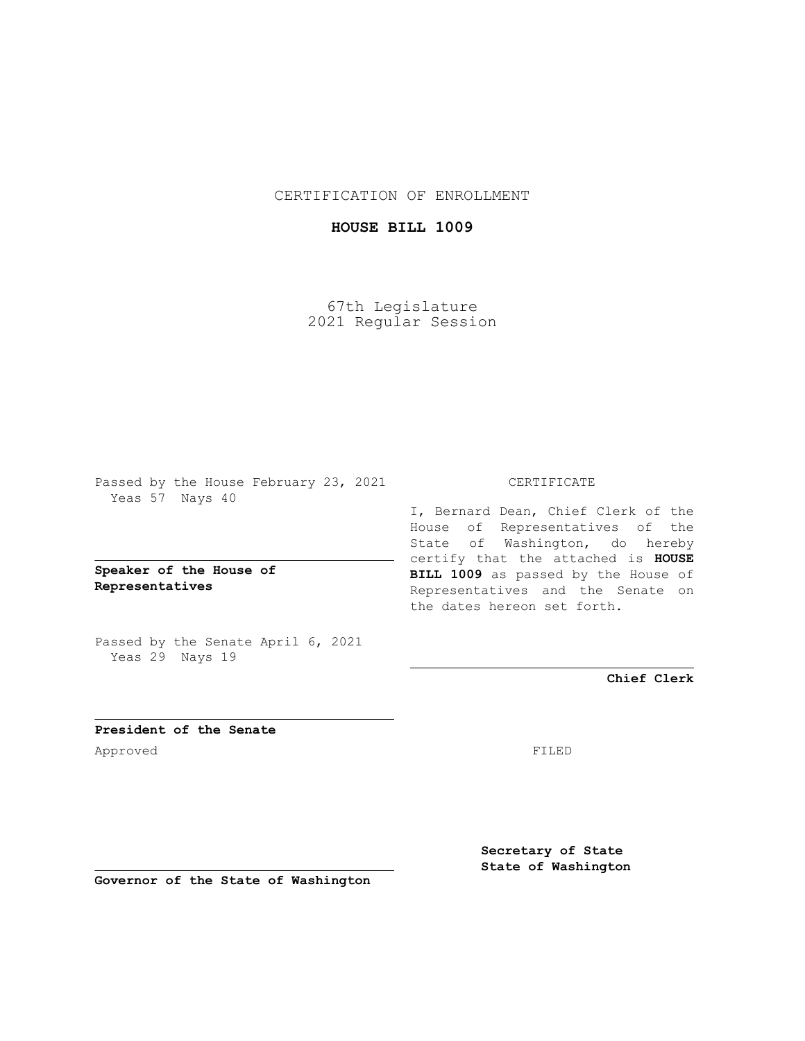CERTIFICATION OF ENROLLMENT

**HOUSE BILL 1009**

67th Legislature
2021 Regular Session

Passed by the House February 23, 2021
Yeas 57 Nays 40

**Speaker of the House of Representatives**

Passed by the Senate April 6, 2021
Yeas 29 Nays 19

**President of the Senate**

Approved

**Governor of the State of Washington**

CERTIFICATE

I, Bernard Dean, Chief Clerk of the House of Representatives of the State of Washington, do hereby certify that the attached is **HOUSE BILL 1009** as passed by the House of Representatives and the Senate on the dates hereon set forth.

**Chief Clerk**

FILED

**Secretary of State**
**State of Washington**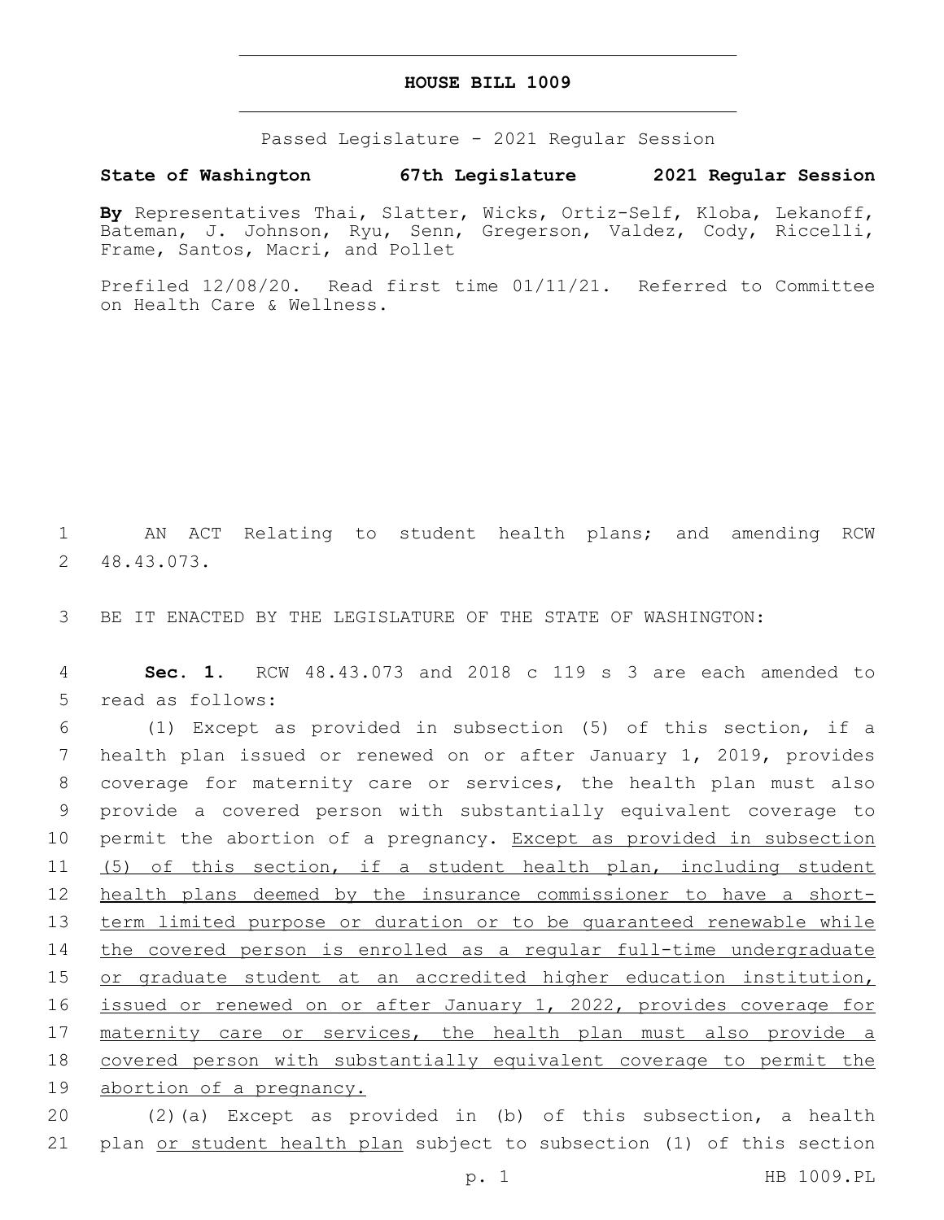# HOUSE BILL 1009

Passed Legislature - 2021 Regular Session

**State of Washington 67th Legislature 2021 Regular Session**

**By** Representatives Thai, Slatter, Wicks, Ortiz-Self, Kloba, Lekanoff, Bateman, J. Johnson, Ryu, Senn, Gregerson, Valdez, Cody, Riccelli, Frame, Santos, Macri, and Pollet

Prefiled 12/08/20. Read first time 01/11/21. Referred to Committee on Health Care & Wellness.

AN ACT Relating to student health plans; and amending RCW 48.43.073.

BE IT ENACTED BY THE LEGISLATURE OF THE STATE OF WASHINGTON:

**Sec. 1.** RCW 48.43.073 and 2018 c 119 s 3 are each amended to read as follows:

(1) Except as provided in subsection (5) of this section, if a health plan issued or renewed on or after January 1, 2019, provides coverage for maternity care or services, the health plan must also provide a covered person with substantially equivalent coverage to permit the abortion of a pregnancy. Except as provided in subsection (5) of this section, if a student health plan, including student health plans deemed by the insurance commissioner to have a short-term limited purpose or duration or to be guaranteed renewable while the covered person is enrolled as a regular full-time undergraduate or graduate student at an accredited higher education institution, issued or renewed on or after January 1, 2022, provides coverage for maternity care or services, the health plan must also provide a covered person with substantially equivalent coverage to permit the abortion of a pregnancy.

(2)(a) Except as provided in (b) of this subsection, a health plan or student health plan subject to subsection (1) of this section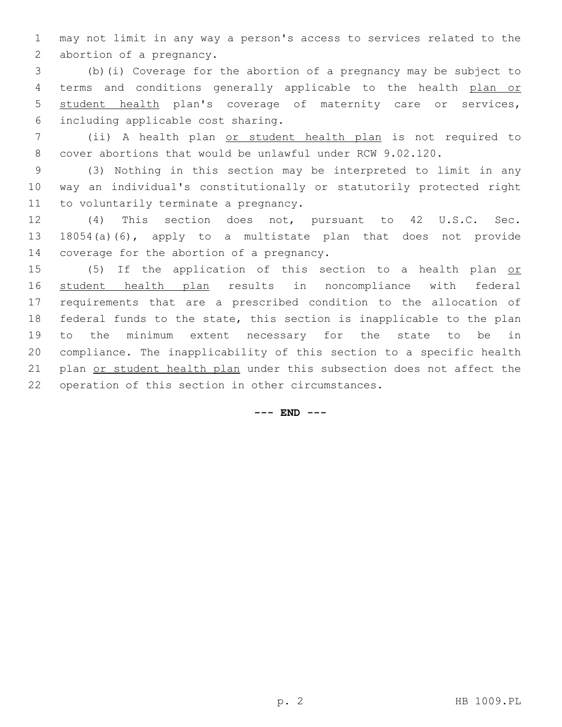may not limit in any way a person's access to services related to the abortion of a pregnancy.

(b)(i) Coverage for the abortion of a pregnancy may be subject to terms and conditions generally applicable to the health plan or student health plan's coverage of maternity care or services, including applicable cost sharing.

(ii) A health plan or student health plan is not required to cover abortions that would be unlawful under RCW 9.02.120.

(3) Nothing in this section may be interpreted to limit in any way an individual's constitutionally or statutorily protected right to voluntarily terminate a pregnancy.

(4) This section does not, pursuant to 42 U.S.C. Sec. 18054(a)(6), apply to a multistate plan that does not provide coverage for the abortion of a pregnancy.

(5) If the application of this section to a health plan or student health plan results in noncompliance with federal requirements that are a prescribed condition to the allocation of federal funds to the state, this section is inapplicable to the plan to the minimum extent necessary for the state to be in compliance. The inapplicability of this section to a specific health plan or student health plan under this subsection does not affect the operation of this section in other circumstances.

**--- END ---**